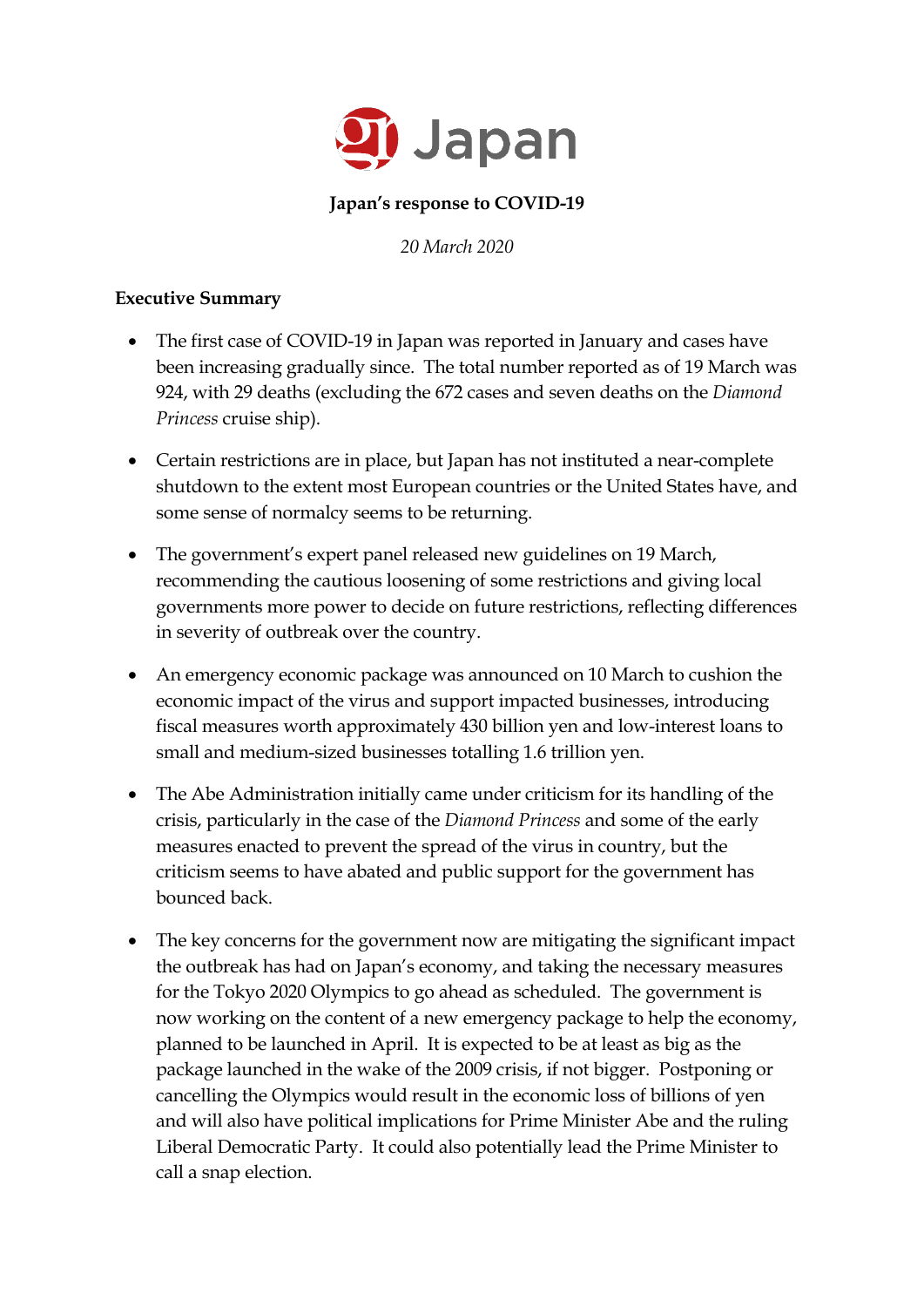**Japan's response to COVID-19**

*20 March 2020*

**Executive Summary**

- The first case of COVID-19 in Japan was reported in January and cases have been increasing gradually since. The total number reported as of 19 March was 924, with 29 deaths (excluding the 672 cases and seven deaths on the *Diamond Princess* cruise ship).

- Certain restrictions are in place, but Japan has not instituted a near-complete shutdown to the extent most European countries or the United States have, and some sense of normalcy seems to be returning.

- The government's expert panel released new guidelines on 19 March, recommending the cautious loosening of some restrictions and giving local governments more power to decide on future restrictions, reflecting differences in severity of outbreak over the country.

- An emergency economic package was announced on 10 March to cushion the economic impact of the virus and support impacted businesses, introducing fiscal measures worth approximately 430 billion yen and low-interest loans to small and medium-sized businesses totalling 1.6 trillion yen.

- The Abe Administration initially came under criticism for its handling of the crisis, particularly in the case of the *Diamond Princess* and some of the early measures enacted to prevent the spread of the virus in country, but the criticism seems to have abated and public support for the government has bounced back.

- The key concerns for the government now are mitigating the significant impact the outbreak has had on Japan's economy, and taking the necessary measures for the Tokyo 2020 Olympics to go ahead as scheduled. The government is now working on the content of a new emergency package to help the economy, planned to be launched in April. It is expected to be at least as big as the package launched in the wake of the 2009 crisis, if not bigger. Postponing or cancelling the Olympics would result in the economic loss of billions of yen and will also have political implications for Prime Minister Abe and the ruling Liberal Democratic Party. It could also potentially lead the Prime Minister to call a snap election.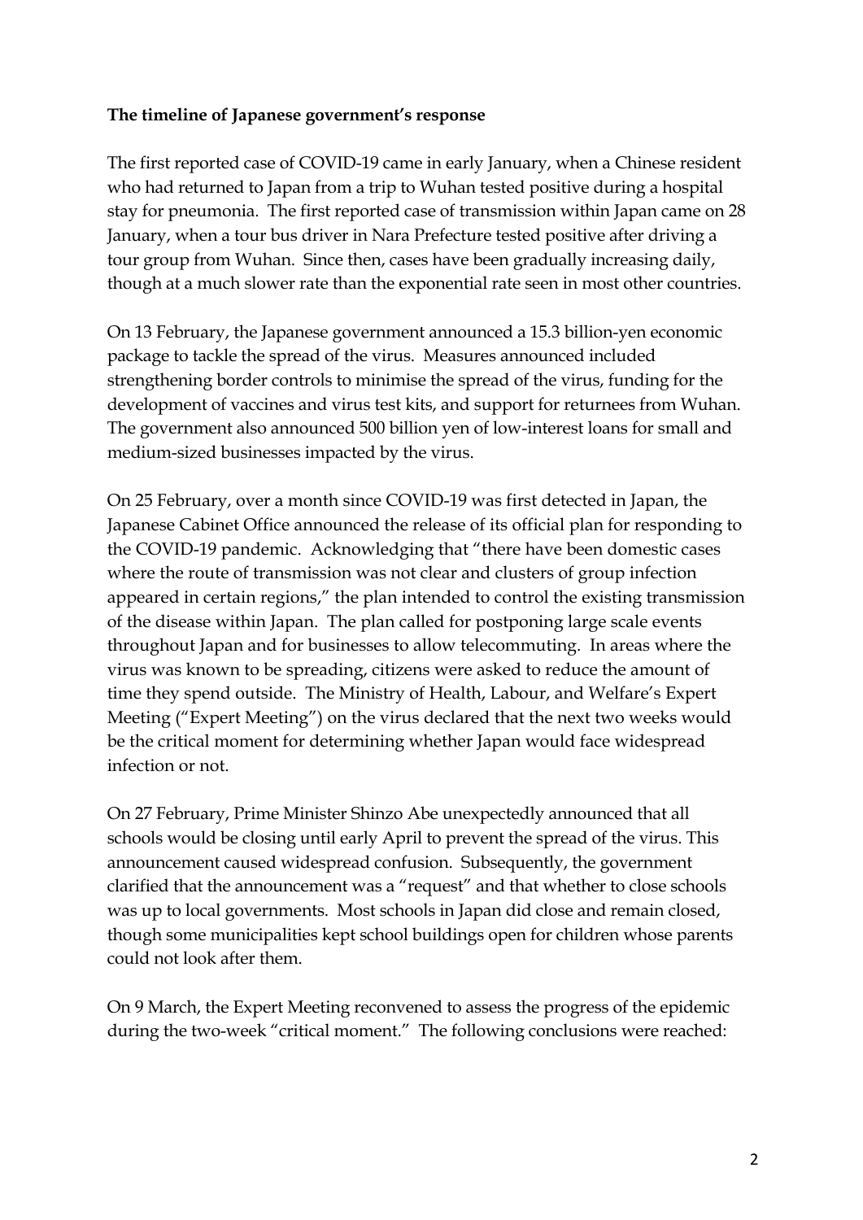**The timeline of Japanese government's response**

The first reported case of COVID-19 came in early January, when a Chinese resident who had returned to Japan from a trip to Wuhan tested positive during a hospital stay for pneumonia. The first reported case of transmission within Japan came on 28 January, when a tour bus driver in Nara Prefecture tested positive after driving a tour group from Wuhan. Since then, cases have been gradually increasing daily, though at a much slower rate than the exponential rate seen in most other countries.

On 13 February, the Japanese government announced a 15.3 billion-yen economic package to tackle the spread of the virus. Measures announced included strengthening border controls to minimise the spread of the virus, funding for the development of vaccines and virus test kits, and support for returnees from Wuhan. The government also announced 500 billion yen of low-interest loans for small and medium-sized businesses impacted by the virus.

On 25 February, over a month since COVID-19 was first detected in Japan, the Japanese Cabinet Office announced the release of its official plan for responding to the COVID-19 pandemic. Acknowledging that "there have been domestic cases where the route of transmission was not clear and clusters of group infection appeared in certain regions," the plan intended to control the existing transmission of the disease within Japan. The plan called for postponing large scale events throughout Japan and for businesses to allow telecommuting. In areas where the virus was known to be spreading, citizens were asked to reduce the amount of time they spend outside. The Ministry of Health, Labour, and Welfare's Expert Meeting ("Expert Meeting") on the virus declared that the next two weeks would be the critical moment for determining whether Japan would face widespread infection or not.

On 27 February, Prime Minister Shinzo Abe unexpectedly announced that all schools would be closing until early April to prevent the spread of the virus. This announcement caused widespread confusion. Subsequently, the government clarified that the announcement was a "request" and that whether to close schools was up to local governments. Most schools in Japan did close and remain closed, though some municipalities kept school buildings open for children whose parents could not look after them.

On 9 March, the Expert Meeting reconvened to assess the progress of the epidemic during the two-week "critical moment." The following conclusions were reached: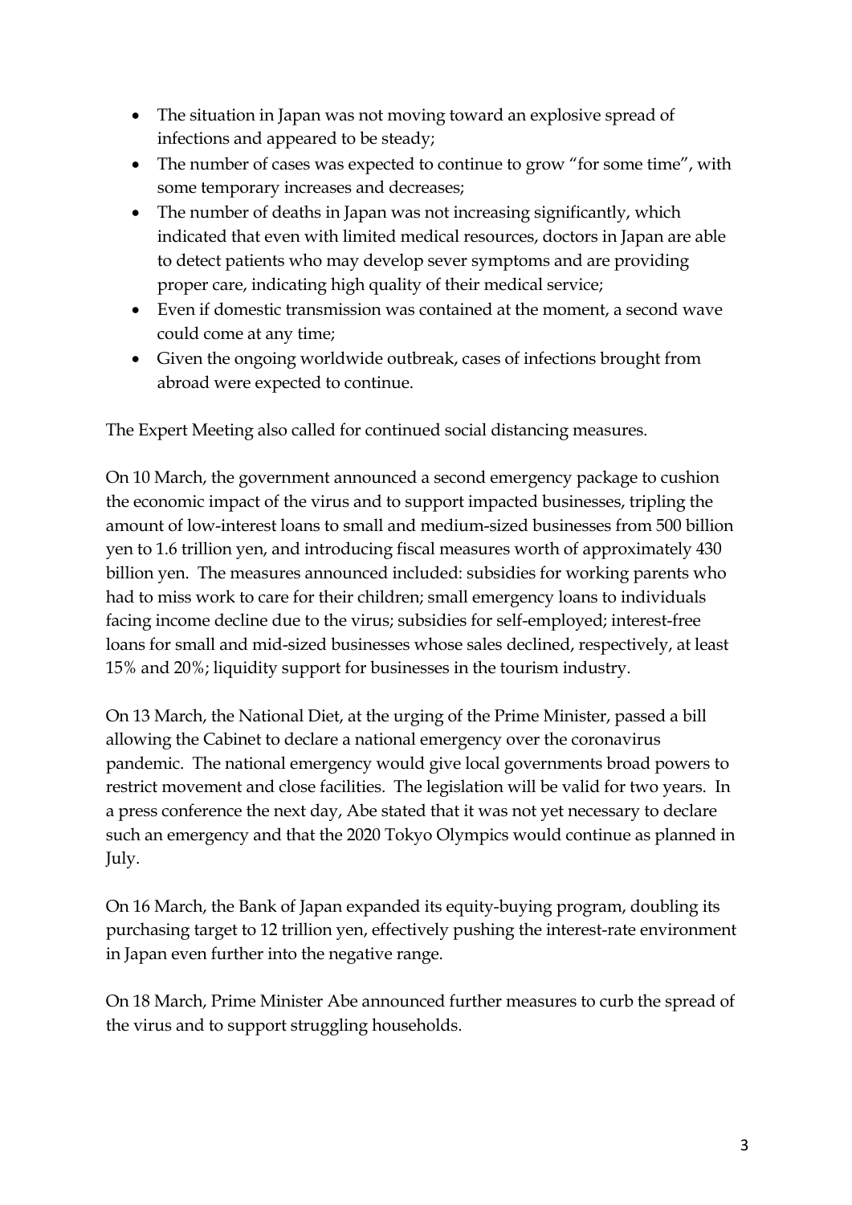- The situation in Japan was not moving toward an explosive spread of infections and appeared to be steady;
- The number of cases was expected to continue to grow "for some time", with some temporary increases and decreases;
- The number of deaths in Japan was not increasing significantly, which indicated that even with limited medical resources, doctors in Japan are able to detect patients who may develop sever symptoms and are providing proper care, indicating high quality of their medical service;
- Even if domestic transmission was contained at the moment, a second wave could come at any time;
- Given the ongoing worldwide outbreak, cases of infections brought from abroad were expected to continue.

The Expert Meeting also called for continued social distancing measures.

On 10 March, the government announced a second emergency package to cushion the economic impact of the virus and to support impacted businesses, tripling the amount of low-interest loans to small and medium-sized businesses from 500 billion yen to 1.6 trillion yen, and introducing fiscal measures worth of approximately 430 billion yen. The measures announced included: subsidies for working parents who had to miss work to care for their children; small emergency loans to individuals facing income decline due to the virus; subsidies for self-employed; interest-free loans for small and mid-sized businesses whose sales declined, respectively, at least 15% and 20%; liquidity support for businesses in the tourism industry.

On 13 March, the National Diet, at the urging of the Prime Minister, passed a bill allowing the Cabinet to declare a national emergency over the coronavirus pandemic. The national emergency would give local governments broad powers to restrict movement and close facilities. The legislation will be valid for two years. In a press conference the next day, Abe stated that it was not yet necessary to declare such an emergency and that the 2020 Tokyo Olympics would continue as planned in July.

On 16 March, the Bank of Japan expanded its equity-buying program, doubling its purchasing target to 12 trillion yen, effectively pushing the interest-rate environment in Japan even further into the negative range.

On 18 March, Prime Minister Abe announced further measures to curb the spread of the virus and to support struggling households.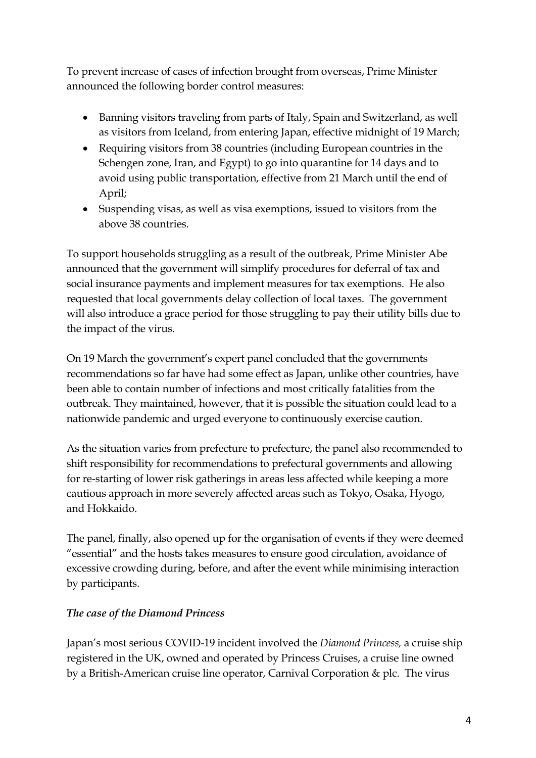To prevent increase of cases of infection brought from overseas, Prime Minister announced the following border control measures:

- Banning visitors traveling from parts of Italy, Spain and Switzerland, as well as visitors from Iceland, from entering Japan, effective midnight of 19 March;
- Requiring visitors from 38 countries (including European countries in the Schengen zone, Iran, and Egypt) to go into quarantine for 14 days and to avoid using public transportation, effective from 21 March until the end of April;
- Suspending visas, as well as visa exemptions, issued to visitors from the above 38 countries.

To support households struggling as a result of the outbreak, Prime Minister Abe announced that the government will simplify procedures for deferral of tax and social insurance payments and implement measures for tax exemptions. He also requested that local governments delay collection of local taxes. The government will also introduce a grace period for those struggling to pay their utility bills due to the impact of the virus.

On 19 March the government's expert panel concluded that the governments recommendations so far have had some effect as Japan, unlike other countries, have been able to contain number of infections and most critically fatalities from the outbreak. They maintained, however, that it is possible the situation could lead to a nationwide pandemic and urged everyone to continuously exercise caution.

As the situation varies from prefecture to prefecture, the panel also recommended to shift responsibility for recommendations to prefectural governments and allowing for re-starting of lower risk gatherings in areas less affected while keeping a more cautious approach in more severely affected areas such as Tokyo, Osaka, Hyogo, and Hokkaido.

The panel, finally, also opened up for the organisation of events if they were deemed "essential" and the hosts takes measures to ensure good circulation, avoidance of excessive crowding during, before, and after the event while minimising interaction by participants.

***The case of the Diamond Princess***

Japan's most serious COVID-19 incident involved the *Diamond Princess,* a cruise ship registered in the UK, owned and operated by Princess Cruises, a cruise line owned by a British-American cruise line operator, Carnival Corporation & plc. The virus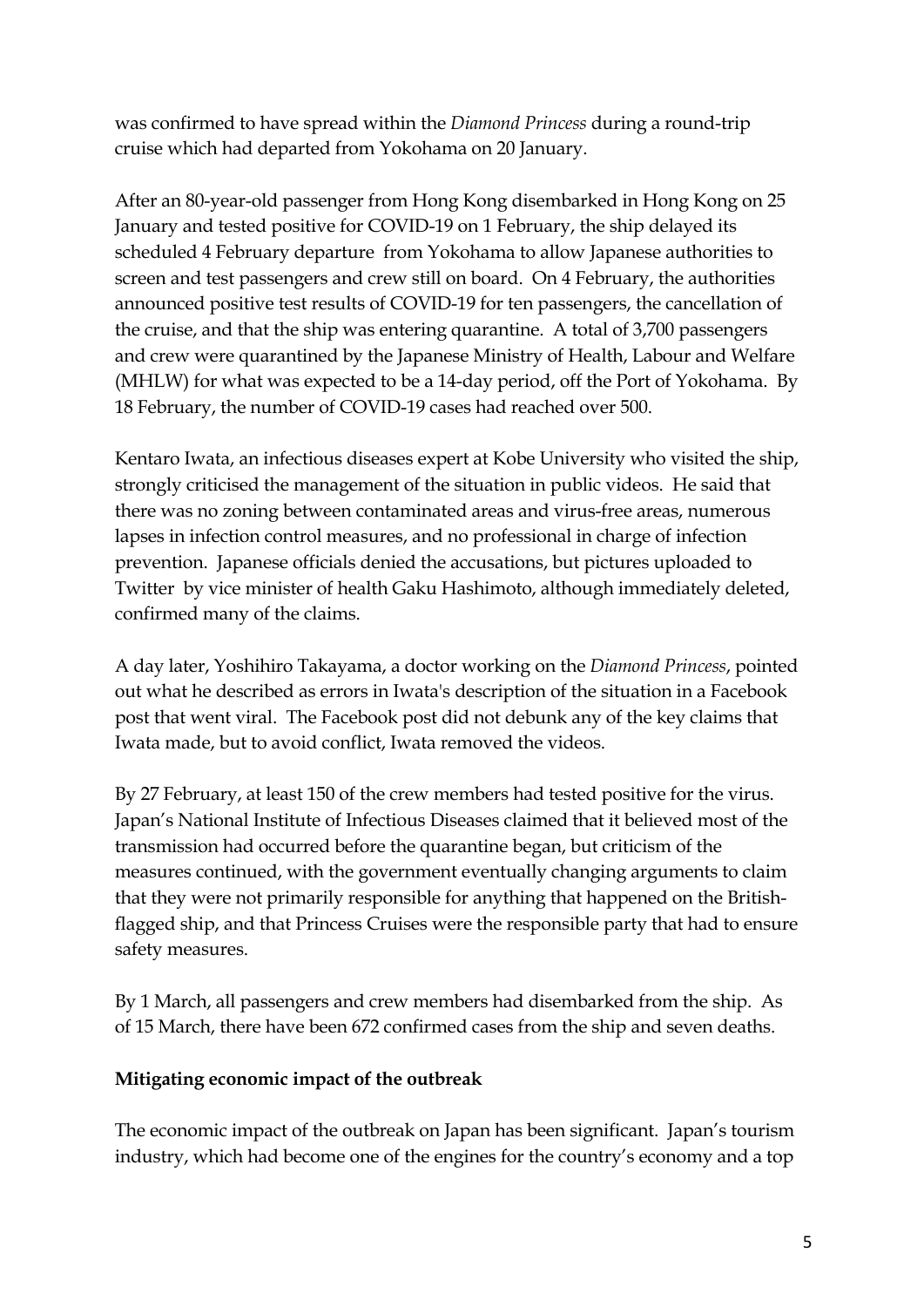was confirmed to have spread within the *Diamond Princess* during a round-trip cruise which had departed from Yokohama on 20 January.

After an 80-year-old passenger from Hong Kong disembarked in Hong Kong on 25 January and tested positive for COVID-19 on 1 February, the ship delayed its scheduled 4 February departure from Yokohama to allow Japanese authorities to screen and test passengers and crew still on board. On 4 February, the authorities announced positive test results of COVID-19 for ten passengers, the cancellation of the cruise, and that the ship was entering quarantine. A total of 3,700 passengers and crew were quarantined by the Japanese Ministry of Health, Labour and Welfare (MHLW) for what was expected to be a 14-day period, off the Port of Yokohama. By 18 February, the number of COVID-19 cases had reached over 500.

Kentaro Iwata, an infectious diseases expert at Kobe University who visited the ship, strongly criticised the management of the situation in public videos. He said that there was no zoning between contaminated areas and virus-free areas, numerous lapses in infection control measures, and no professional in charge of infection prevention. Japanese officials denied the accusations, but pictures uploaded to Twitter by vice minister of health Gaku Hashimoto, although immediately deleted, confirmed many of the claims.

A day later, Yoshihiro Takayama, a doctor working on the *Diamond Princess*, pointed out what he described as errors in Iwata's description of the situation in a Facebook post that went viral. The Facebook post did not debunk any of the key claims that Iwata made, but to avoid conflict, Iwata removed the videos.

By 27 February, at least 150 of the crew members had tested positive for the virus. Japan's National Institute of Infectious Diseases claimed that it believed most of the transmission had occurred before the quarantine began, but criticism of the measures continued, with the government eventually changing arguments to claim that they were not primarily responsible for anything that happened on the British-flagged ship, and that Princess Cruises were the responsible party that had to ensure safety measures.

By 1 March, all passengers and crew members had disembarked from the ship. As of 15 March, there have been 672 confirmed cases from the ship and seven deaths.

**Mitigating economic impact of the outbreak**

The economic impact of the outbreak on Japan has been significant. Japan's tourism industry, which had become one of the engines for the country's economy and a top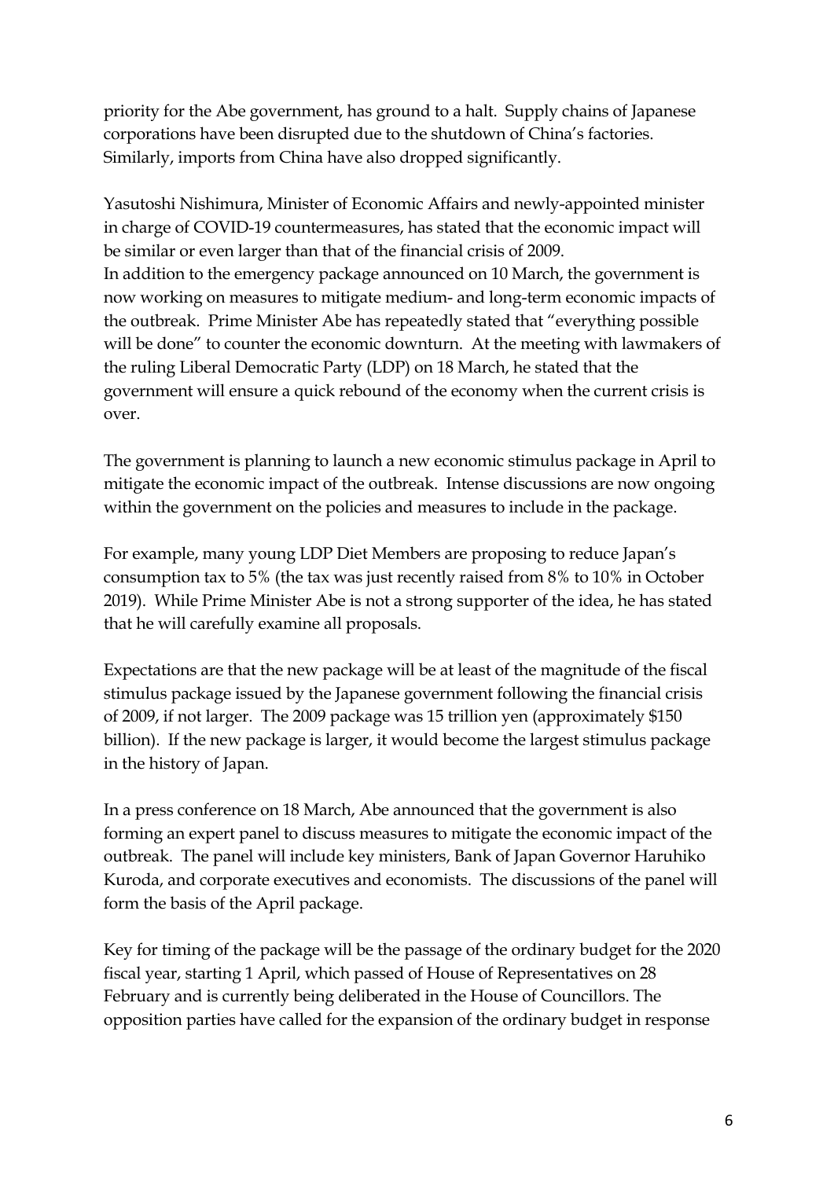priority for the Abe government, has ground to a halt. Supply chains of Japanese corporations have been disrupted due to the shutdown of China's factories. Similarly, imports from China have also dropped significantly.

Yasutoshi Nishimura, Minister of Economic Affairs and newly-appointed minister in charge of COVID-19 countermeasures, has stated that the economic impact will be similar or even larger than that of the financial crisis of 2009.
In addition to the emergency package announced on 10 March, the government is now working on measures to mitigate medium- and long-term economic impacts of the outbreak. Prime Minister Abe has repeatedly stated that "everything possible will be done" to counter the economic downturn. At the meeting with lawmakers of the ruling Liberal Democratic Party (LDP) on 18 March, he stated that the government will ensure a quick rebound of the economy when the current crisis is over.

The government is planning to launch a new economic stimulus package in April to mitigate the economic impact of the outbreak. Intense discussions are now ongoing within the government on the policies and measures to include in the package.

For example, many young LDP Diet Members are proposing to reduce Japan's consumption tax to 5% (the tax was just recently raised from 8% to 10% in October 2019). While Prime Minister Abe is not a strong supporter of the idea, he has stated that he will carefully examine all proposals.

Expectations are that the new package will be at least of the magnitude of the fiscal stimulus package issued by the Japanese government following the financial crisis of 2009, if not larger. The 2009 package was 15 trillion yen (approximately $150 billion). If the new package is larger, it would become the largest stimulus package in the history of Japan.

In a press conference on 18 March, Abe announced that the government is also forming an expert panel to discuss measures to mitigate the economic impact of the outbreak. The panel will include key ministers, Bank of Japan Governor Haruhiko Kuroda, and corporate executives and economists. The discussions of the panel will form the basis of the April package.

Key for timing of the package will be the passage of the ordinary budget for the 2020 fiscal year, starting 1 April, which passed of House of Representatives on 28 February and is currently being deliberated in the House of Councillors. The opposition parties have called for the expansion of the ordinary budget in response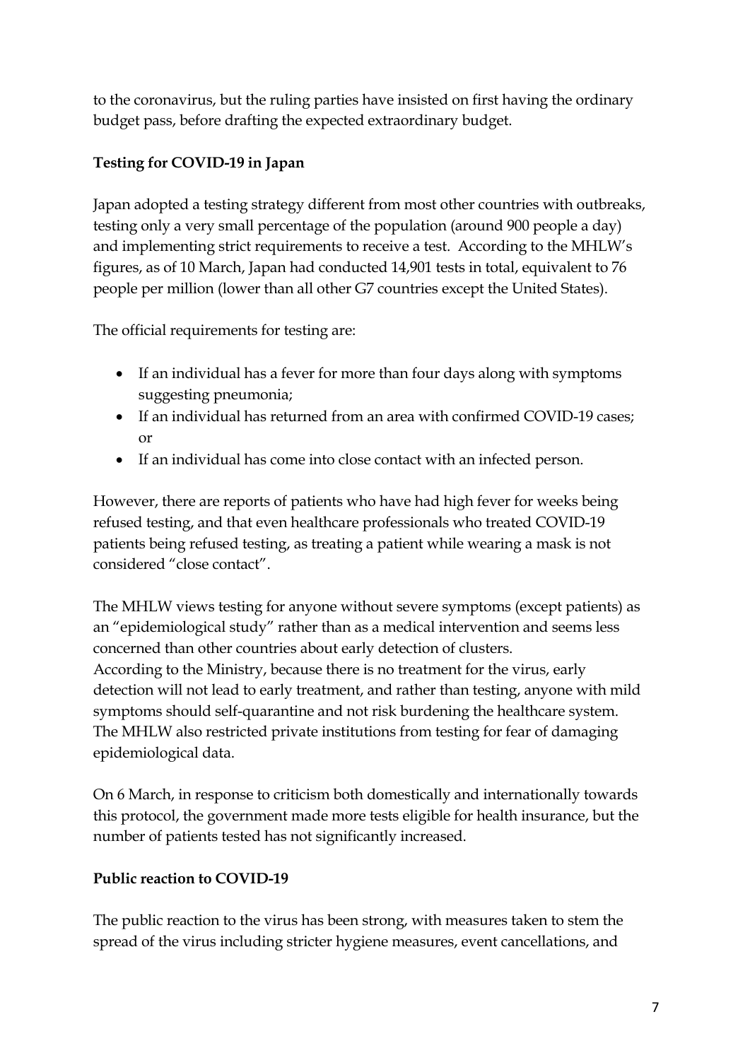to the coronavirus, but the ruling parties have insisted on first having the ordinary budget pass, before drafting the expected extraordinary budget.

## Testing for COVID-19 in Japan

Japan adopted a testing strategy different from most other countries with outbreaks, testing only a very small percentage of the population (around 900 people a day) and implementing strict requirements to receive a test. According to the MHLW's figures, as of 10 March, Japan had conducted 14,901 tests in total, equivalent to 76 people per million (lower than all other G7 countries except the United States).

The official requirements for testing are:

- If an individual has a fever for more than four days along with symptoms suggesting pneumonia;
- If an individual has returned from an area with confirmed COVID-19 cases; or
- If an individual has come into close contact with an infected person.

However, there are reports of patients who have had high fever for weeks being refused testing, and that even healthcare professionals who treated COVID-19 patients being refused testing, as treating a patient while wearing a mask is not considered "close contact".

The MHLW views testing for anyone without severe symptoms (except patients) as an "epidemiological study" rather than as a medical intervention and seems less concerned than other countries about early detection of clusters.
According to the Ministry, because there is no treatment for the virus, early detection will not lead to early treatment, and rather than testing, anyone with mild symptoms should self-quarantine and not risk burdening the healthcare system. The MHLW also restricted private institutions from testing for fear of damaging epidemiological data.

On 6 March, in response to criticism both domestically and internationally towards this protocol, the government made more tests eligible for health insurance, but the number of patients tested has not significantly increased.

## Public reaction to COVID-19

The public reaction to the virus has been strong, with measures taken to stem the spread of the virus including stricter hygiene measures, event cancellations, and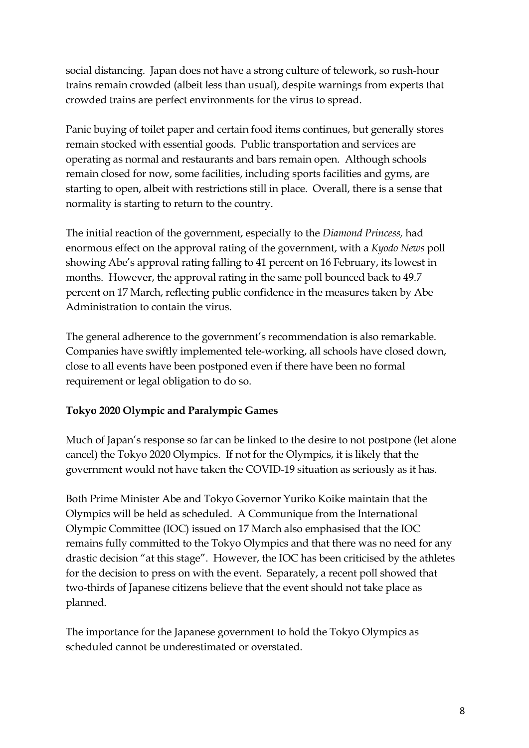social distancing. Japan does not have a strong culture of telework, so rush-hour trains remain crowded (albeit less than usual), despite warnings from experts that crowded trains are perfect environments for the virus to spread.

Panic buying of toilet paper and certain food items continues, but generally stores remain stocked with essential goods. Public transportation and services are operating as normal and restaurants and bars remain open. Although schools remain closed for now, some facilities, including sports facilities and gyms, are starting to open, albeit with restrictions still in place. Overall, there is a sense that normality is starting to return to the country.

The initial reaction of the government, especially to the *Diamond Princess,* had enormous effect on the approval rating of the government, with a *Kyodo News* poll showing Abe's approval rating falling to 41 percent on 16 February, its lowest in months. However, the approval rating in the same poll bounced back to 49.7 percent on 17 March, reflecting public confidence in the measures taken by Abe Administration to contain the virus.

The general adherence to the government's recommendation is also remarkable. Companies have swiftly implemented tele-working, all schools have closed down, close to all events have been postponed even if there have been no formal requirement or legal obligation to do so.

**Tokyo 2020 Olympic and Paralympic Games**

Much of Japan's response so far can be linked to the desire to not postpone (let alone cancel) the Tokyo 2020 Olympics. If not for the Olympics, it is likely that the government would not have taken the COVID-19 situation as seriously as it has.

Both Prime Minister Abe and Tokyo Governor Yuriko Koike maintain that the Olympics will be held as scheduled. A Communique from the International Olympic Committee (IOC) issued on 17 March also emphasised that the IOC remains fully committed to the Tokyo Olympics and that there was no need for any drastic decision "at this stage". However, the IOC has been criticised by the athletes for the decision to press on with the event. Separately, a recent poll showed that two-thirds of Japanese citizens believe that the event should not take place as planned.

The importance for the Japanese government to hold the Tokyo Olympics as scheduled cannot be underestimated or overstated.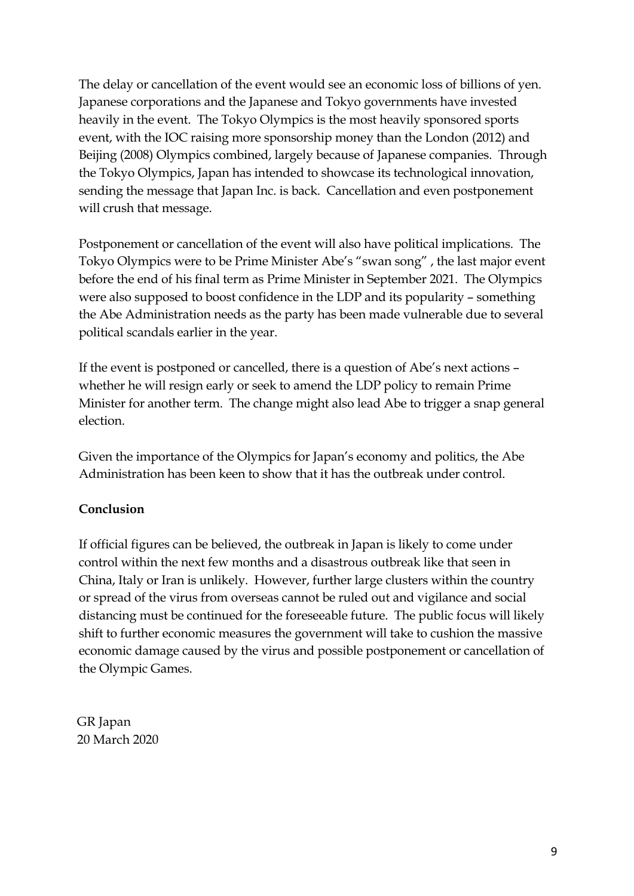The delay or cancellation of the event would see an economic loss of billions of yen. Japanese corporations and the Japanese and Tokyo governments have invested heavily in the event. The Tokyo Olympics is the most heavily sponsored sports event, with the IOC raising more sponsorship money than the London (2012) and Beijing (2008) Olympics combined, largely because of Japanese companies. Through the Tokyo Olympics, Japan has intended to showcase its technological innovation, sending the message that Japan Inc. is back. Cancellation and even postponement will crush that message.

Postponement or cancellation of the event will also have political implications. The Tokyo Olympics were to be Prime Minister Abe's "swan song" , the last major event before the end of his final term as Prime Minister in September 2021. The Olympics were also supposed to boost confidence in the LDP and its popularity – something the Abe Administration needs as the party has been made vulnerable due to several political scandals earlier in the year.

If the event is postponed or cancelled, there is a question of Abe's next actions – whether he will resign early or seek to amend the LDP policy to remain Prime Minister for another term. The change might also lead Abe to trigger a snap general election.

Given the importance of the Olympics for Japan's economy and politics, the Abe Administration has been keen to show that it has the outbreak under control.

**Conclusion**

If official figures can be believed, the outbreak in Japan is likely to come under control within the next few months and a disastrous outbreak like that seen in China, Italy or Iran is unlikely. However, further large clusters within the country or spread of the virus from overseas cannot be ruled out and vigilance and social distancing must be continued for the foreseeable future. The public focus will likely shift to further economic measures the government will take to cushion the massive economic damage caused by the virus and possible postponement or cancellation of the Olympic Games.

GR Japan
20 March 2020